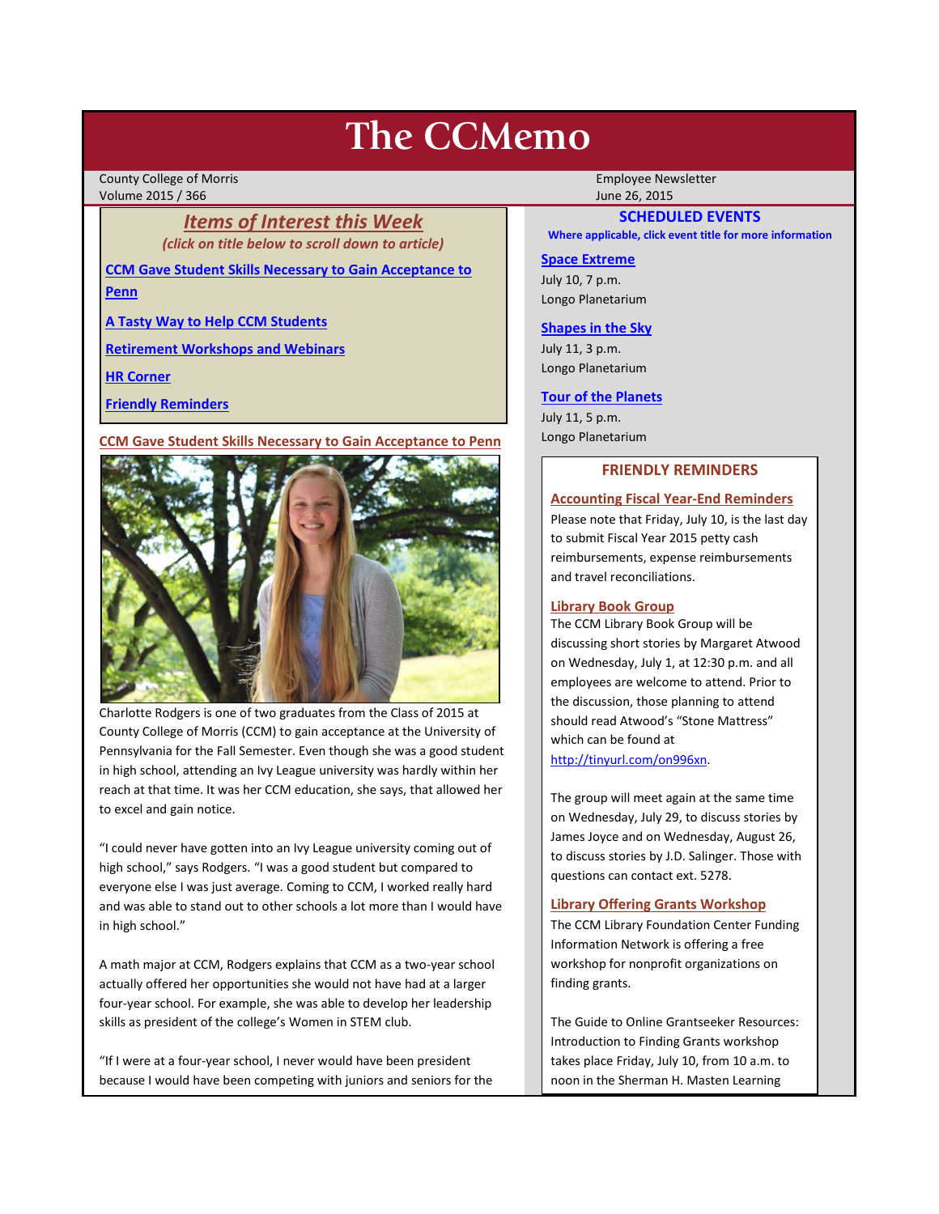# The CCMemo

County College of Morris
Volume 2015 / 366

Employee Newsletter
June 26, 2015

## *Items of Interest this Week*

*(click on title below to scroll down to article)*

- CCM Gave Student Skills Necessary to Gain Acceptance to Penn
- A Tasty Way to Help CCM Students
- Retirement Workshops and Webinars
- HR Corner
- Friendly Reminders

## CCM Gave Student Skills Necessary to Gain Acceptance to Penn

Charlotte Rodgers is one of two graduates from the Class of 2015 at County College of Morris (CCM) to gain acceptance at the University of Pennsylvania for the Fall Semester. Even though she was a good student in high school, attending an Ivy League university was hardly within her reach at that time. It was her CCM education, she says, that allowed her to excel and gain notice.

"I could never have gotten into an Ivy League university coming out of high school," says Rodgers. "I was a good student but compared to everyone else I was just average. Coming to CCM, I worked really hard and was able to stand out to other schools a lot more than I would have in high school."

A math major at CCM, Rodgers explains that CCM as a two-year school actually offered her opportunities she would not have had at a larger four-year school. For example, she was able to develop her leadership skills as president of the college's Women in STEM club.

"If I were at a four-year school, I never would have been president because I would have been competing with juniors and seniors for the

## SCHEDULED EVENTS

**Where applicable, click event title for more information**

**Space Extreme**
July 10, 7 p.m.
Longo Planetarium

**Shapes in the Sky**
July 11, 3 p.m.
Longo Planetarium

**Tour of the Planets**
July 11, 5 p.m.
Longo Planetarium

## FRIENDLY REMINDERS

### Accounting Fiscal Year-End Reminders

Please note that Friday, July 10, is the last day to submit Fiscal Year 2015 petty cash reimbursements, expense reimbursements and travel reconciliations.

### Library Book Group

The CCM Library Book Group will be discussing short stories by Margaret Atwood on Wednesday, July 1, at 12:30 p.m. and all employees are welcome to attend. Prior to the discussion, those planning to attend should read Atwood's "Stone Mattress" which can be found at http://tinyurl.com/on996xn.

The group will meet again at the same time on Wednesday, July 29, to discuss stories by James Joyce and on Wednesday, August 26, to discuss stories by J.D. Salinger. Those with questions can contact ext. 5278.

### Library Offering Grants Workshop

The CCM Library Foundation Center Funding Information Network is offering a free workshop for nonprofit organizations on finding grants.

The Guide to Online Grantseeker Resources: Introduction to Finding Grants workshop takes place Friday, July 10, from 10 a.m. to noon in the Sherman H. Masten Learning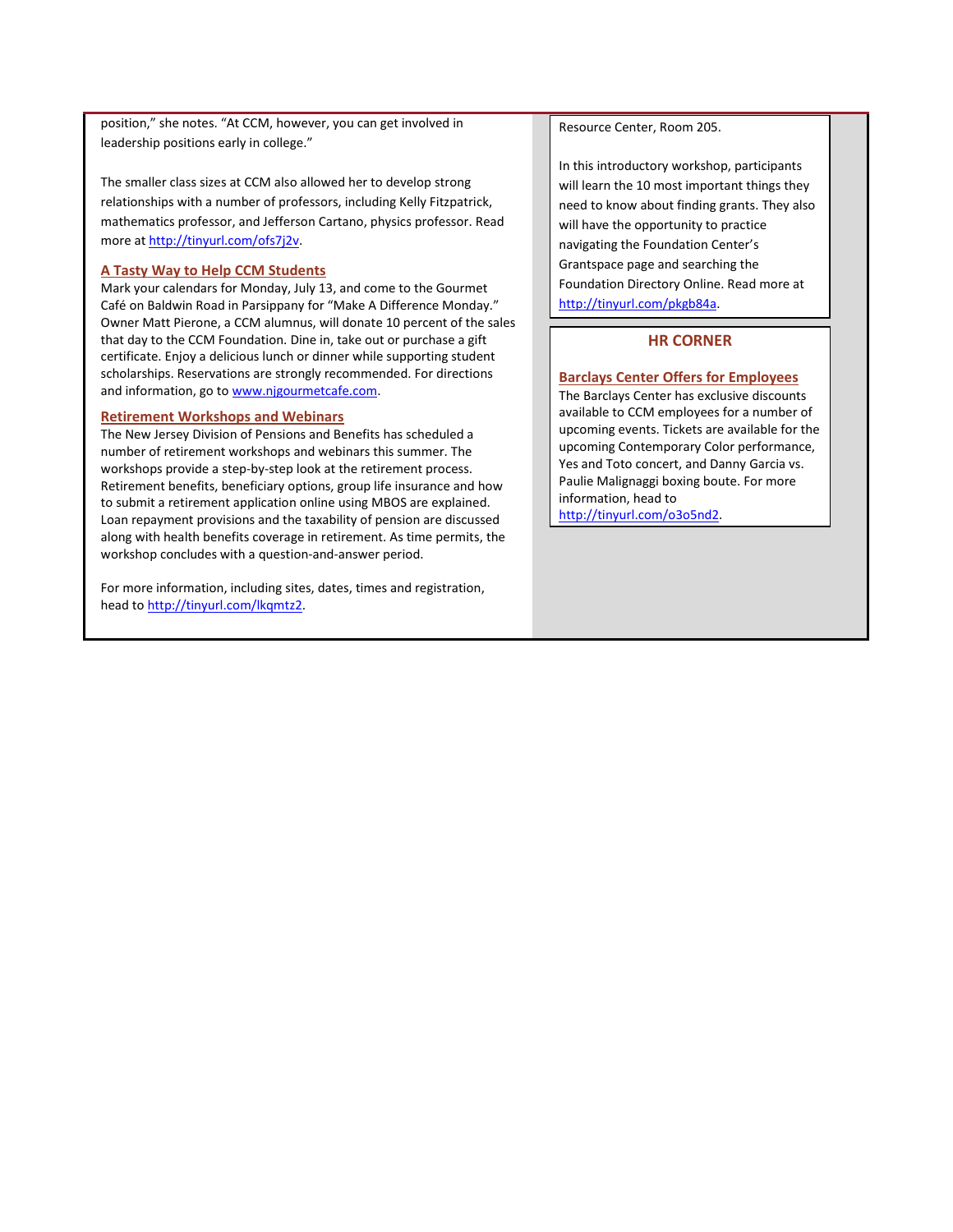position," she notes. "At CCM, however, you can get involved in leadership positions early in college."

The smaller class sizes at CCM also allowed her to develop strong relationships with a number of professors, including Kelly Fitzpatrick, mathematics professor, and Jefferson Cartano, physics professor. Read more at http://tinyurl.com/ofs7j2v.

### A Tasty Way to Help CCM Students

Mark your calendars for Monday, July 13, and come to the Gourmet Café on Baldwin Road in Parsippany for "Make A Difference Monday." Owner Matt Pierone, a CCM alumnus, will donate 10 percent of the sales that day to the CCM Foundation. Dine in, take out or purchase a gift certificate. Enjoy a delicious lunch or dinner while supporting student scholarships. Reservations are strongly recommended. For directions and information, go to www.njgourmetcafe.com.

### Retirement Workshops and Webinars

The New Jersey Division of Pensions and Benefits has scheduled a number of retirement workshops and webinars this summer. The workshops provide a step-by-step look at the retirement process. Retirement benefits, beneficiary options, group life insurance and how to submit a retirement application online using MBOS are explained. Loan repayment provisions and the taxability of pension are discussed along with health benefits coverage in retirement. As time permits, the workshop concludes with a question-and-answer period.

For more information, including sites, dates, times and registration, head to http://tinyurl.com/lkqmtz2.

Resource Center, Room 205.

In this introductory workshop, participants will learn the 10 most important things they need to know about finding grants. They also will have the opportunity to practice navigating the Foundation Center's Grantspace page and searching the Foundation Directory Online. Read more at http://tinyurl.com/pkgb84a.

## HR CORNER

### Barclays Center Offers for Employees

The Barclays Center has exclusive discounts available to CCM employees for a number of upcoming events. Tickets are available for the upcoming Contemporary Color performance, Yes and Toto concert, and Danny Garcia vs. Paulie Malignaggi boxing boute. For more information, head to http://tinyurl.com/o3o5nd2.